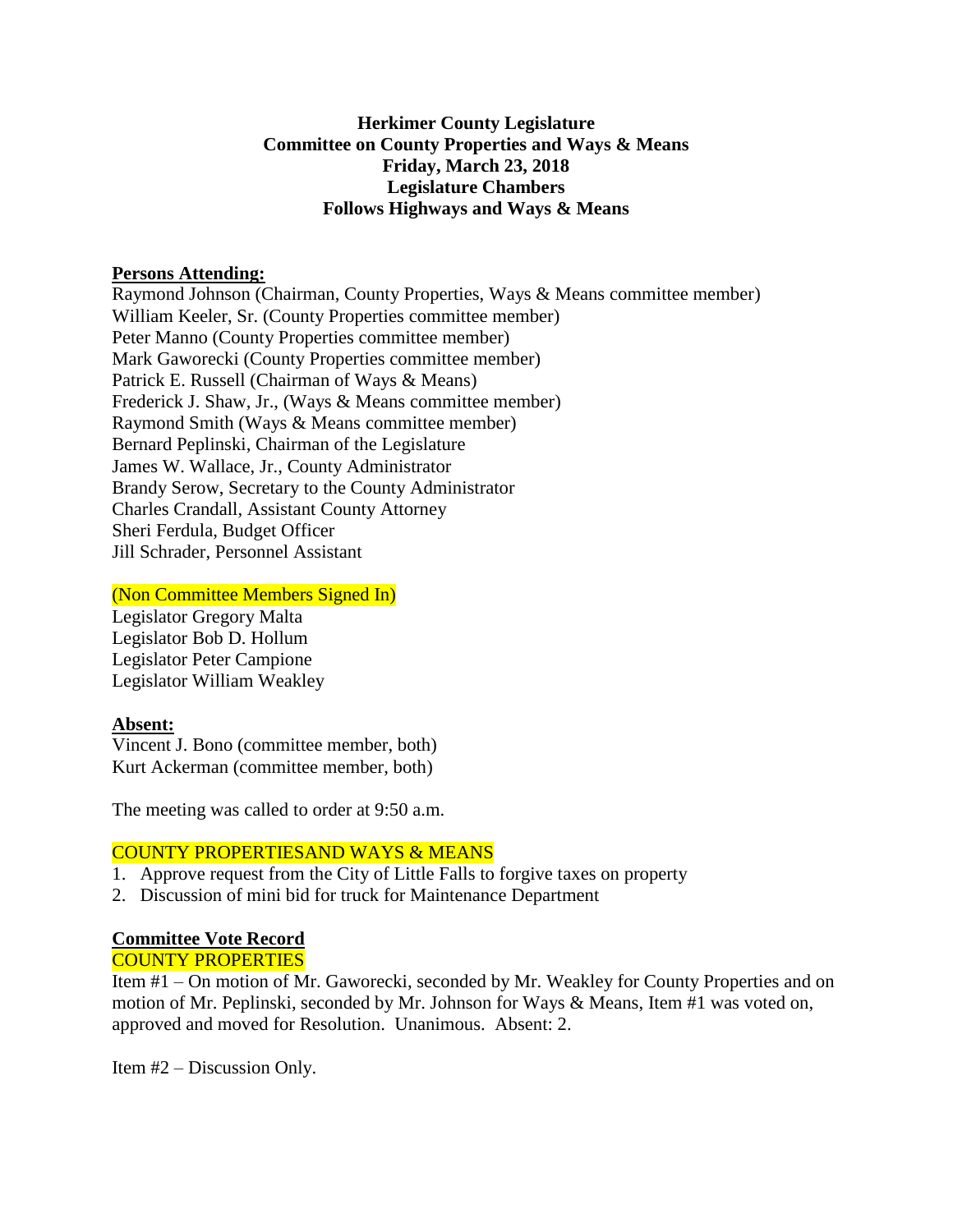**Herkimer County Legislature**
**Committee on County Properties and Ways & Means**
**Friday, March 23, 2018**
**Legislature Chambers**
**Follows Highways and Ways & Means**

**Persons Attending:**

Raymond Johnson (Chairman, County Properties, Ways & Means committee member)
William Keeler, Sr. (County Properties committee member)
Peter Manno (County Properties committee member)
Mark Gaworecki (County Properties committee member)
Patrick E. Russell (Chairman of Ways & Means)
Frederick J. Shaw, Jr., (Ways & Means committee member)
Raymond Smith (Ways & Means committee member)
Bernard Peplinski, Chairman of the Legislature
James W. Wallace, Jr., County Administrator
Brandy Serow, Secretary to the County Administrator
Charles Crandall, Assistant County Attorney
Sheri Ferdula, Budget Officer
Jill Schrader, Personnel Assistant

(Non Committee Members Signed In)

Legislator Gregory Malta
Legislator Bob D. Hollum
Legislator Peter Campione
Legislator William Weakley

**Absent:**

Vincent J. Bono (committee member, both)
Kurt Ackerman (committee member, both)

The meeting was called to order at 9:50 a.m.

COUNTY PROPERTIESAND WAYS & MEANS

1. Approve request from the City of Little Falls to forgive taxes on property
2. Discussion of mini bid for truck for Maintenance Department

**Committee Vote Record**

COUNTY PROPERTIES

Item #1 – On motion of Mr. Gaworecki, seconded by Mr. Weakley for County Properties and on motion of Mr. Peplinski, seconded by Mr. Johnson for Ways & Means, Item #1 was voted on, approved and moved for Resolution. Unanimous. Absent: 2.

Item #2 – Discussion Only.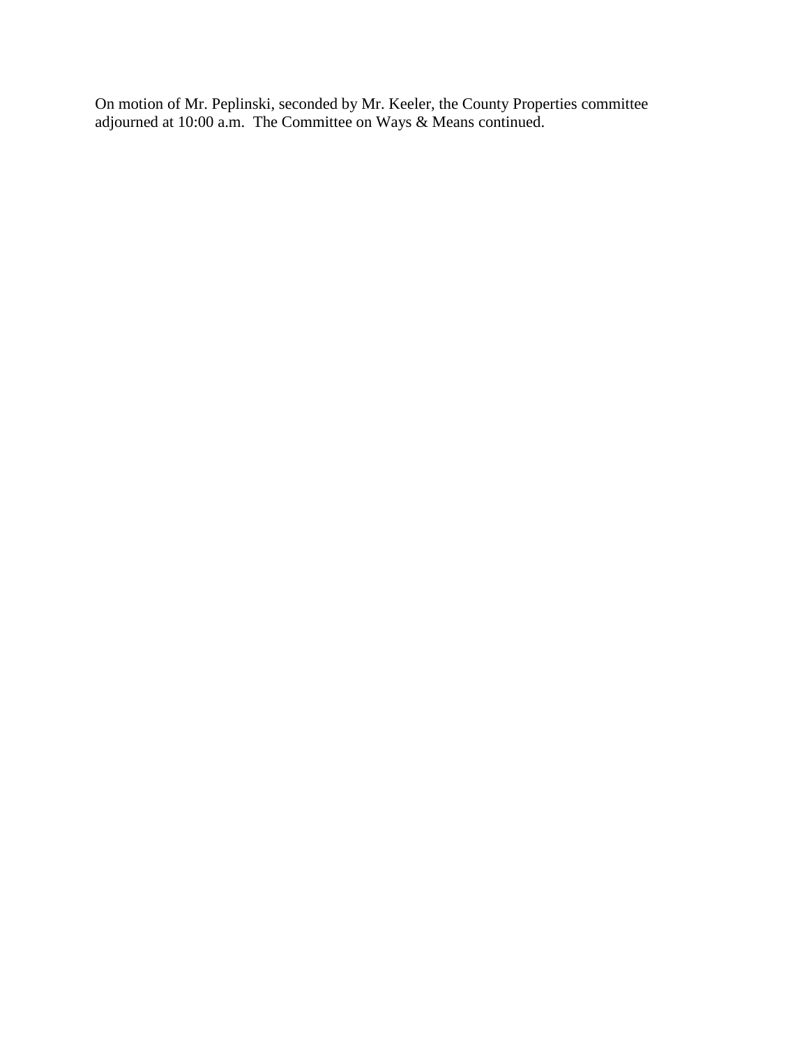On motion of Mr. Peplinski, seconded by Mr. Keeler, the County Properties committee adjourned at 10:00 a.m. The Committee on Ways & Means continued.